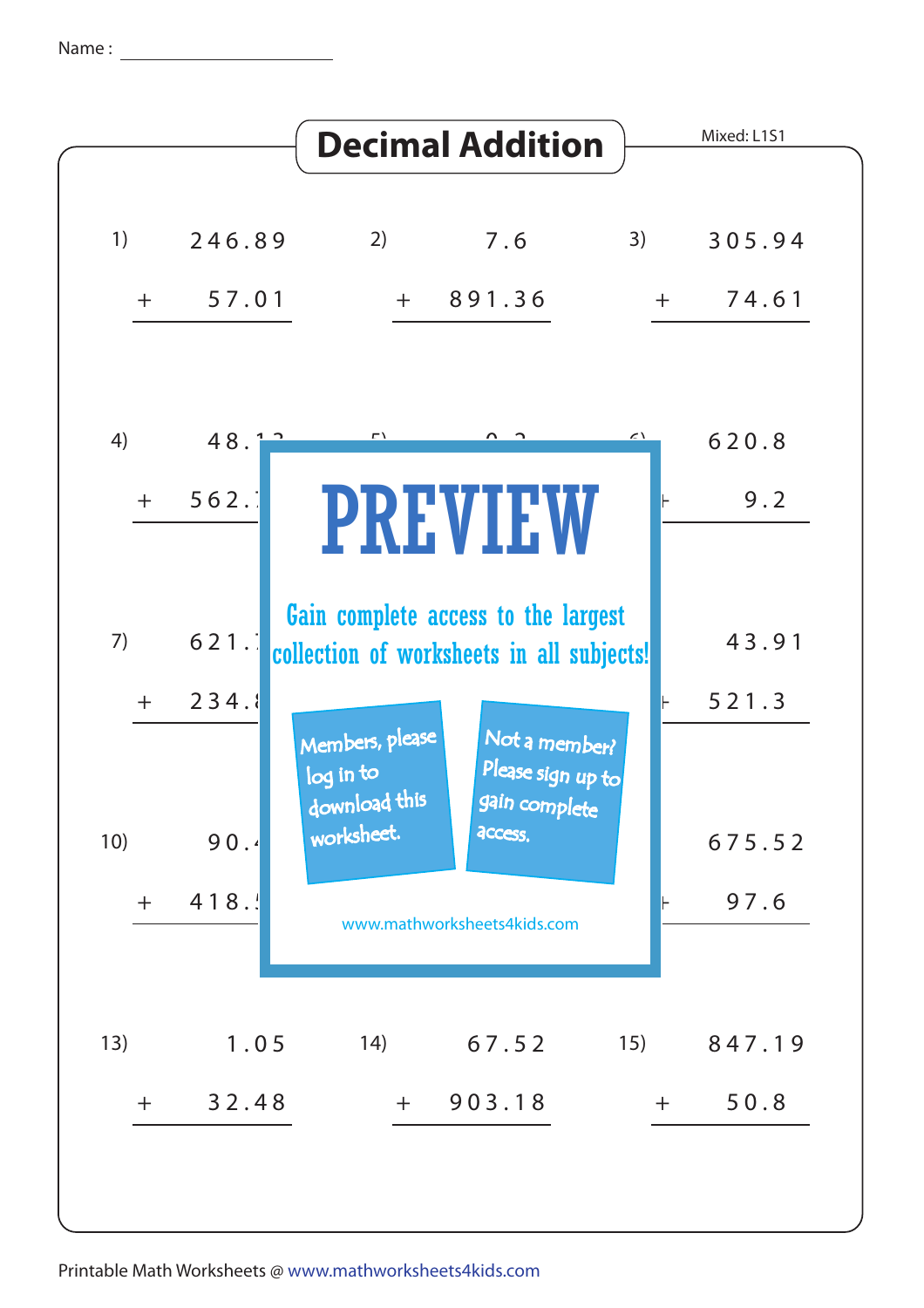Name : ____________________

# Decimal Addition

Mixed: L1S1

1) $246.89 + 57.01$

2) $7.6 + 891.36$

3) $305.94 + 74.61$

4) $48.1\ldots + 562.\ldots$

5) $\ldots$

6) $620.8 + 9.2$

7) $621.\ldots + 234.\ldots$

8) $\ldots$

9) $43.91 + 521.3$

10) $90.\ldots + 418.\ldots$

11) $\ldots$

12) $675.52 + 97.6$

13) $1.05 + 32.48$

14) $67.52 + 903.18$

15) $847.19 + 50.8$

PREVIEW

Gain complete access to the largest collection of worksheets in all subjects!

Members, please log in to download this worksheet.

Not a member? Please sign up to gain complete access.

www.mathworksheets4kids.com

Printable Math Worksheets @ www.mathworksheets4kids.com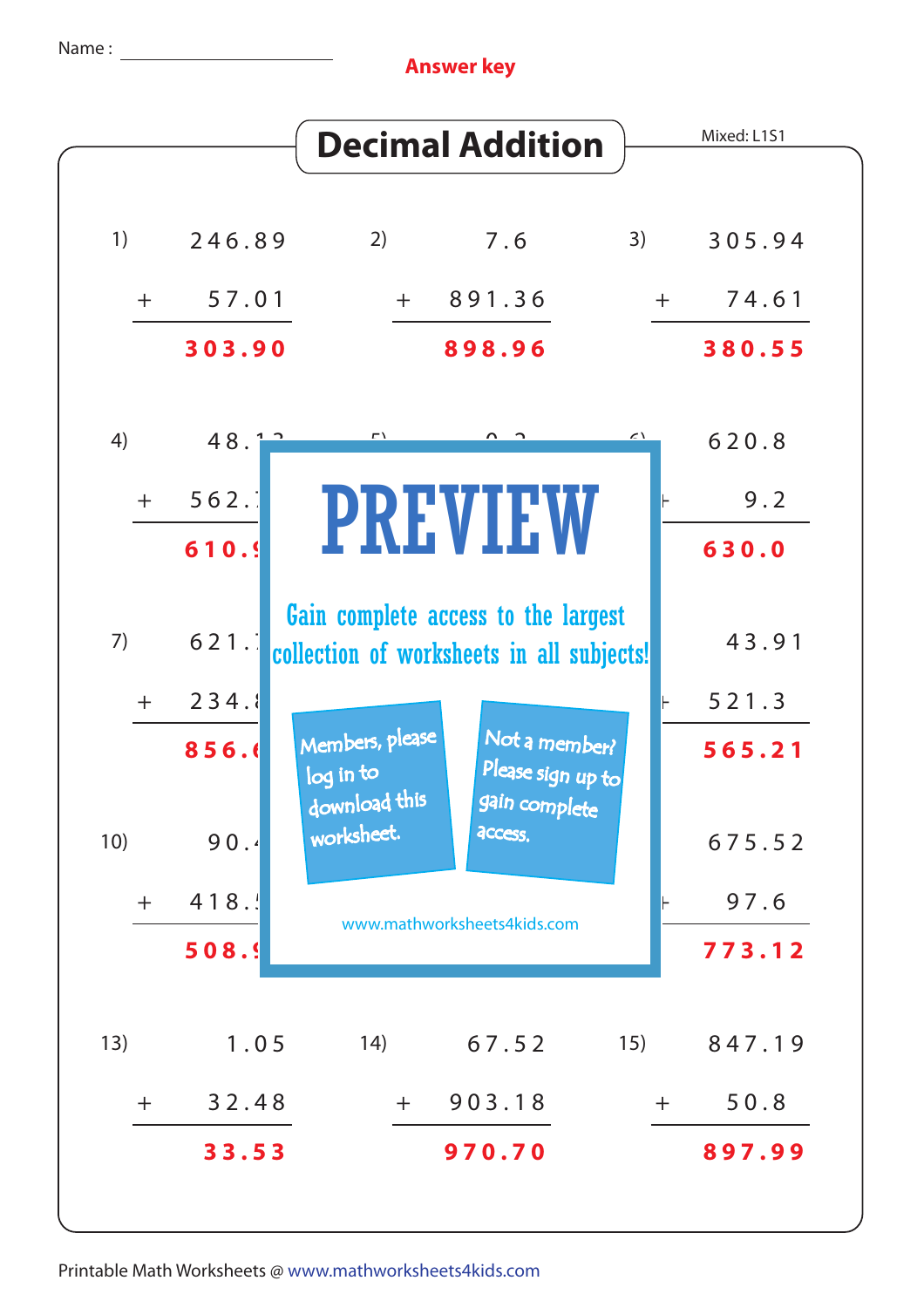Name : ____________________

**Answer key**

# Decimal Addition

Mixed: L1S1

1) 246.89 + 57.01 = **303.90**

2) 7.6 + 891.36 = **898.96**

3) 305.94 + 74.61 = **380.55**

4) 48.1… + 562.… = **610.…**

5) …

6) 620.8 + 9.2 = **630.0**

7) 621.… + 234.… = **856.…**

8) …

9) 43.91 + 521.3 = **565.21**

10) 90.… + 418.… = **508.…**

11) …

12) 675.52 + 97.6 = **773.12**

13) 1.05 + 32.48 = **33.53**

14) 67.52 + 903.18 = **970.70**

15) 847.19 + 50.8 = **897.99**

PREVIEW

Gain complete access to the largest collection of worksheets in all subjects!

Members, please log in to download this worksheet.

Not a member? Please sign up to gain complete access.

www.mathworksheets4kids.com

Printable Math Worksheets @ www.mathworksheets4kids.com